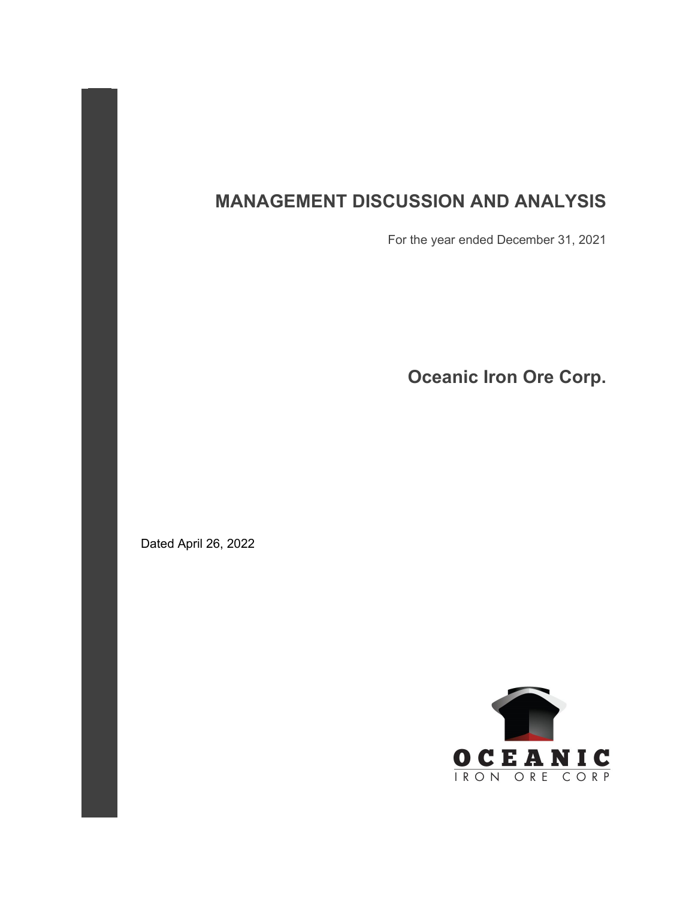# MANAGEMENT DISCUSSION AND ANALYSIS

For the year ended December 31, 2021

## Oceanic Iron Ore Corp.

Dated April 26, 2022

OCEANIC
IRON ORE CORP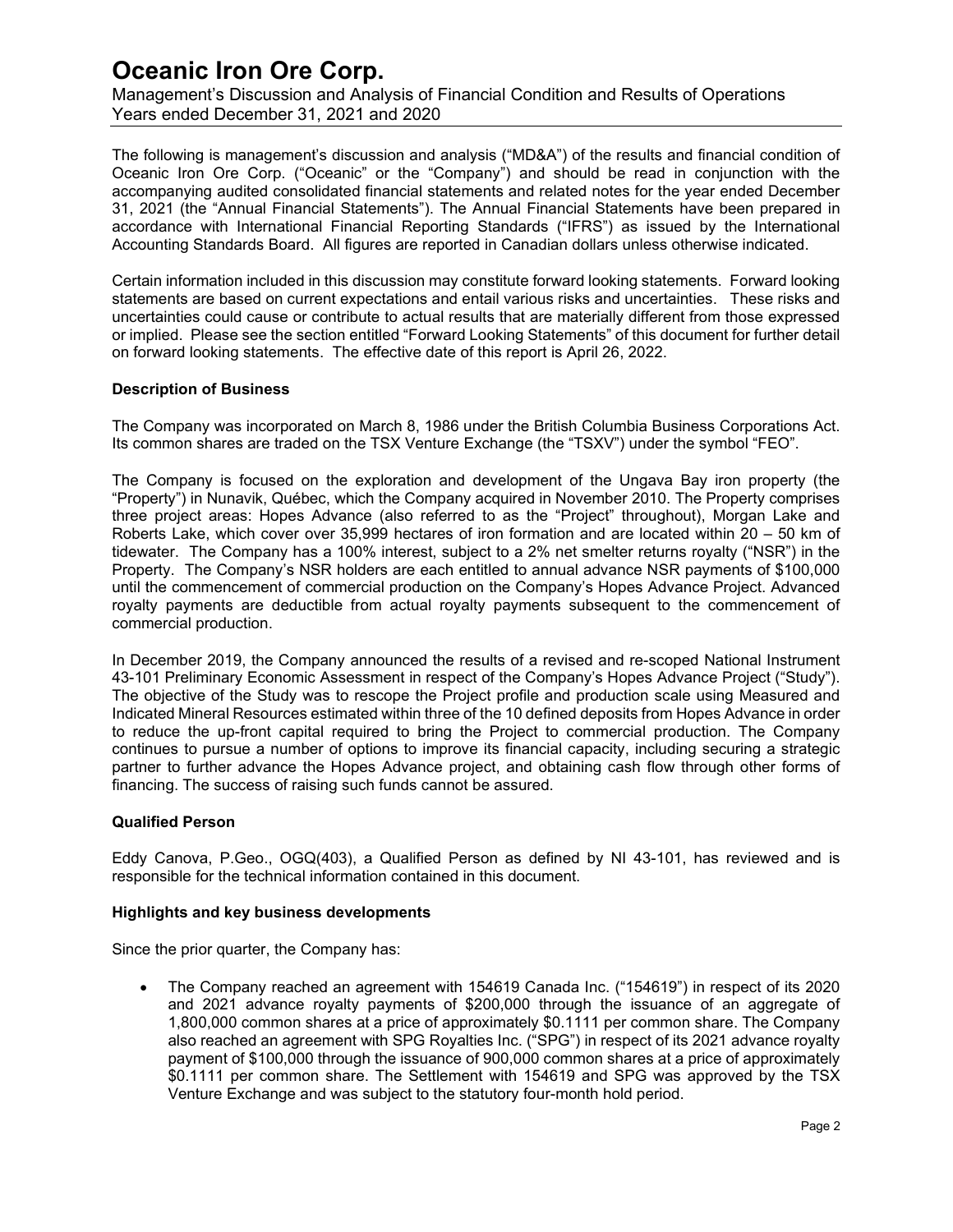# Oceanic Iron Ore Corp.

Management's Discussion and Analysis of Financial Condition and Results of Operations
Years ended December 31, 2021 and 2020

The following is management's discussion and analysis ("MD&A") of the results and financial condition of Oceanic Iron Ore Corp. ("Oceanic" or the "Company") and should be read in conjunction with the accompanying audited consolidated financial statements and related notes for the year ended December 31, 2021 (the "Annual Financial Statements"). The Annual Financial Statements have been prepared in accordance with International Financial Reporting Standards ("IFRS") as issued by the International Accounting Standards Board. All figures are reported in Canadian dollars unless otherwise indicated.

Certain information included in this discussion may constitute forward looking statements. Forward looking statements are based on current expectations and entail various risks and uncertainties. These risks and uncertainties could cause or contribute to actual results that are materially different from those expressed or implied. Please see the section entitled "Forward Looking Statements" of this document for further detail on forward looking statements. The effective date of this report is April 26, 2022.

**Description of Business**

The Company was incorporated on March 8, 1986 under the British Columbia Business Corporations Act. Its common shares are traded on the TSX Venture Exchange (the "TSXV") under the symbol "FEO".

The Company is focused on the exploration and development of the Ungava Bay iron property (the "Property") in Nunavik, Québec, which the Company acquired in November 2010. The Property comprises three project areas: Hopes Advance (also referred to as the "Project" throughout), Morgan Lake and Roberts Lake, which cover over 35,999 hectares of iron formation and are located within 20 – 50 km of tidewater. The Company has a 100% interest, subject to a 2% net smelter returns royalty ("NSR") in the Property. The Company's NSR holders are each entitled to annual advance NSR payments of $100,000 until the commencement of commercial production on the Company's Hopes Advance Project. Advanced royalty payments are deductible from actual royalty payments subsequent to the commencement of commercial production.

In December 2019, the Company announced the results of a revised and re-scoped National Instrument 43-101 Preliminary Economic Assessment in respect of the Company's Hopes Advance Project ("Study"). The objective of the Study was to rescope the Project profile and production scale using Measured and Indicated Mineral Resources estimated within three of the 10 defined deposits from Hopes Advance in order to reduce the up-front capital required to bring the Project to commercial production. The Company continues to pursue a number of options to improve its financial capacity, including securing a strategic partner to further advance the Hopes Advance project, and obtaining cash flow through other forms of financing. The success of raising such funds cannot be assured.

**Qualified Person**

Eddy Canova, P.Geo., OGQ(403), a Qualified Person as defined by NI 43-101, has reviewed and is responsible for the technical information contained in this document.

**Highlights and key business developments**

Since the prior quarter, the Company has:

- The Company reached an agreement with 154619 Canada Inc. ("154619") in respect of its 2020 and 2021 advance royalty payments of $200,000 through the issuance of an aggregate of 1,800,000 common shares at a price of approximately $0.1111 per common share. The Company also reached an agreement with SPG Royalties Inc. ("SPG") in respect of its 2021 advance royalty payment of $100,000 through the issuance of 900,000 common shares at a price of approximately $0.1111 per common share. The Settlement with 154619 and SPG was approved by the TSX Venture Exchange and was subject to the statutory four-month hold period.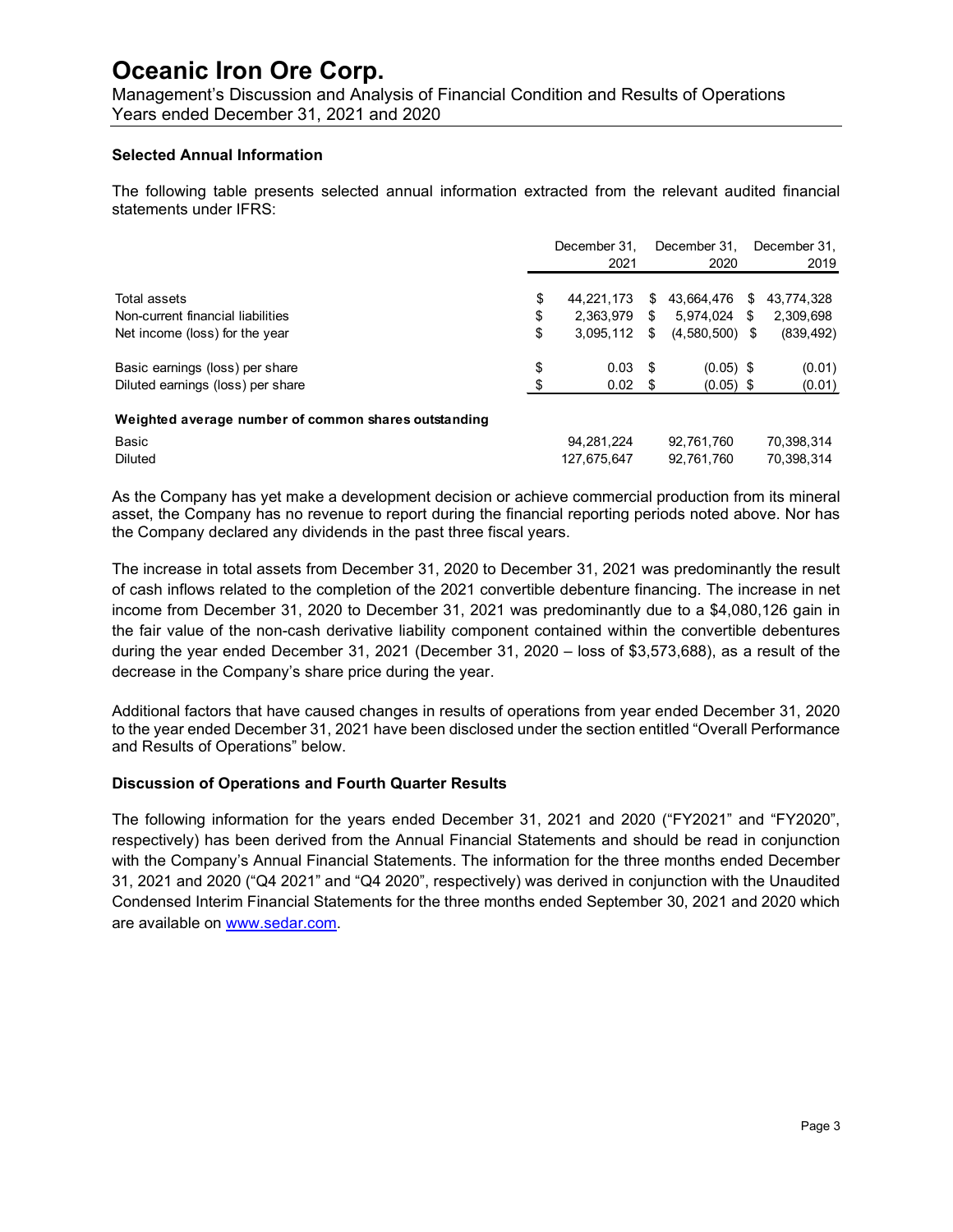### Selected Annual Information

The following table presents selected annual information extracted from the relevant audited financial statements under IFRS:

| | December 31, 2021 | December 31, 2020 | December 31, 2019 |
|---|---|---|---|
| Total assets | $ 44,221,173 | $ 43,664,476 | $ 43,774,328 |
| Non-current financial liabilities | $ 2,363,979 | $ 5,974,024 | $ 2,309,698 |
| Net income (loss) for the year | $ 3,095,112 | $ (4,580,500) | $ (839,492) |
| Basic earnings (loss) per share | $ 0.03 | $ (0.05) | $ (0.01) |
| Diluted earnings (loss) per share | $ 0.02 | $ (0.05) | $ (0.01) |
| **Weighted average number of common shares outstanding** | | | |
| Basic | 94,281,224 | 92,761,760 | 70,398,314 |
| Diluted | 127,675,647 | 92,761,760 | 70,398,314 |

As the Company has yet make a development decision or achieve commercial production from its mineral asset, the Company has no revenue to report during the financial reporting periods noted above. Nor has the Company declared any dividends in the past three fiscal years.

The increase in total assets from December 31, 2020 to December 31, 2021 was predominantly the result of cash inflows related to the completion of the 2021 convertible debenture financing. The increase in net income from December 31, 2020 to December 31, 2021 was predominantly due to a $4,080,126 gain in the fair value of the non-cash derivative liability component contained within the convertible debentures during the year ended December 31, 2021 (December 31, 2020 – loss of $3,573,688), as a result of the decrease in the Company's share price during the year.

Additional factors that have caused changes in results of operations from year ended December 31, 2020 to the year ended December 31, 2021 have been disclosed under the section entitled "Overall Performance and Results of Operations" below.

### Discussion of Operations and Fourth Quarter Results

The following information for the years ended December 31, 2021 and 2020 ("FY2021" and "FY2020", respectively) has been derived from the Annual Financial Statements and should be read in conjunction with the Company's Annual Financial Statements. The information for the three months ended December 31, 2021 and 2020 ("Q4 2021" and "Q4 2020", respectively) was derived in conjunction with the Unaudited Condensed Interim Financial Statements for the three months ended September 30, 2021 and 2020 which are available on www.sedar.com.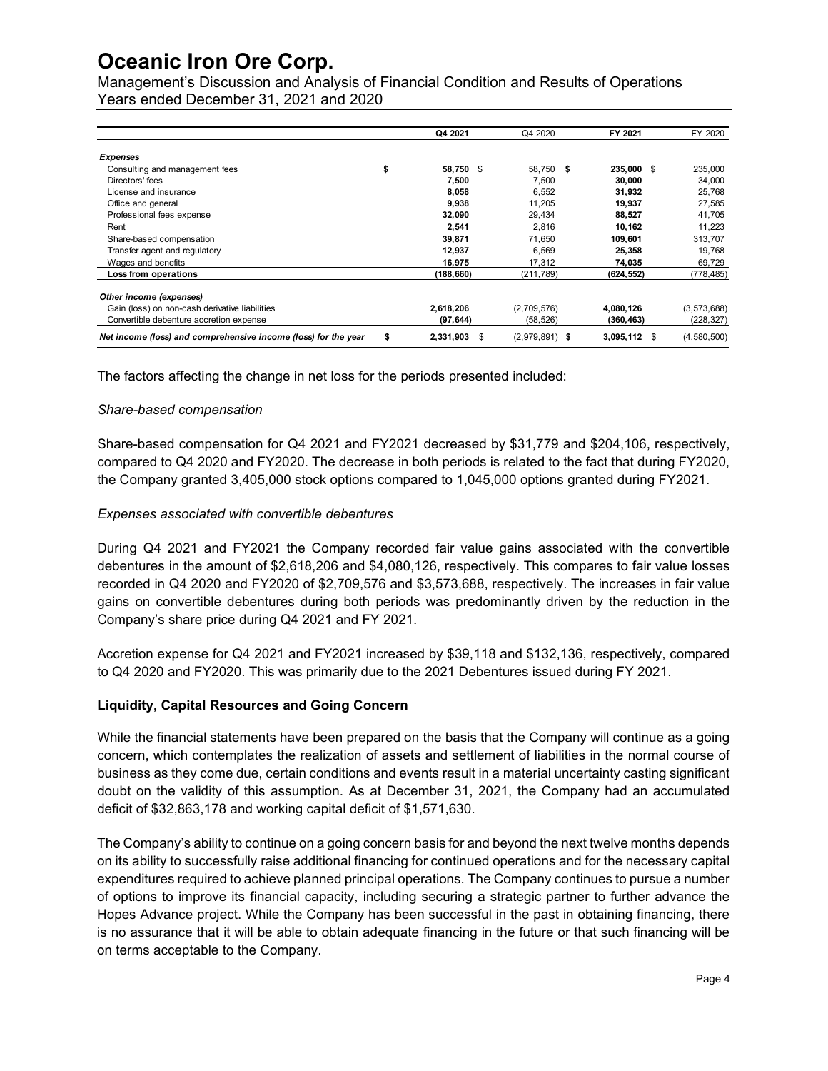|  | Q4 2021 | Q4 2020 | FY 2021 | FY 2020 |
|---|---|---|---|---|
| ***Expenses*** |  |  |  |  |
| Consulting and management fees | $ 58,750 | $ 58,750 | $ 235,000 | $ 235,000 |
| Directors' fees | 7,500 | 7,500 | 30,000 | 34,000 |
| License and insurance | 8,058 | 6,552 | 31,932 | 25,768 |
| Office and general | 9,938 | 11,205 | 19,937 | 27,585 |
| Professional fees expense | 32,090 | 29,434 | 88,527 | 41,705 |
| Rent | 2,541 | 2,816 | 10,162 | 11,223 |
| Share-based compensation | 39,871 | 71,650 | 109,601 | 313,707 |
| Transfer agent and regulatory | 12,937 | 6,569 | 25,358 | 19,768 |
| Wages and benefits | 16,975 | 17,312 | 74,035 | 69,729 |
| **Loss from operations** | (188,660) | (211,789) | (624,552) | (778,485) |
| ***Other income (expenses)*** |  |  |  |  |
| Gain (loss) on non-cash derivative liabilities | 2,618,206 | (2,709,576) | 4,080,126 | (3,573,688) |
| Convertible debenture accretion expense | (97,644) | (58,526) | (360,463) | (228,327) |
| ***Net income (loss) and comprehensive income (loss) for the year*** | $ 2,331,903 | $ (2,979,891) | $ 3,095,112 | $ (4,580,500) |

The factors affecting the change in net loss for the periods presented included:

*Share-based compensation*

Share-based compensation for Q4 2021 and FY2021 decreased by $31,779 and $204,106, respectively, compared to Q4 2020 and FY2020. The decrease in both periods is related to the fact that during FY2020, the Company granted 3,405,000 stock options compared to 1,045,000 options granted during FY2021.

*Expenses associated with convertible debentures*

During Q4 2021 and FY2021 the Company recorded fair value gains associated with the convertible debentures in the amount of $2,618,206 and $4,080,126, respectively. This compares to fair value losses recorded in Q4 2020 and FY2020 of $2,709,576 and $3,573,688, respectively. The increases in fair value gains on convertible debentures during both periods was predominantly driven by the reduction in the Company's share price during Q4 2021 and FY 2021.

Accretion expense for Q4 2021 and FY2021 increased by $39,118 and $132,136, respectively, compared to Q4 2020 and FY2020. This was primarily due to the 2021 Debentures issued during FY 2021.

**Liquidity, Capital Resources and Going Concern**

While the financial statements have been prepared on the basis that the Company will continue as a going concern, which contemplates the realization of assets and settlement of liabilities in the normal course of business as they come due, certain conditions and events result in a material uncertainty casting significant doubt on the validity of this assumption. As at December 31, 2021, the Company had an accumulated deficit of $32,863,178 and working capital deficit of $1,571,630.

The Company's ability to continue on a going concern basis for and beyond the next twelve months depends on its ability to successfully raise additional financing for continued operations and for the necessary capital expenditures required to achieve planned principal operations. The Company continues to pursue a number of options to improve its financial capacity, including securing a strategic partner to further advance the Hopes Advance project. While the Company has been successful in the past in obtaining financing, there is no assurance that it will be able to obtain adequate financing in the future or that such financing will be on terms acceptable to the Company.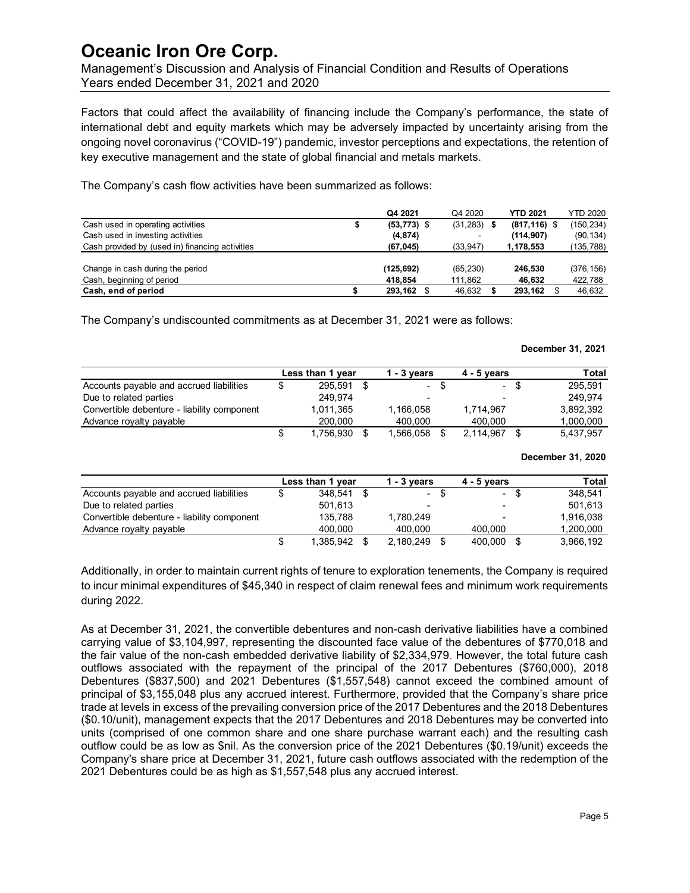# Oceanic Iron Ore Corp.

Management's Discussion and Analysis of Financial Condition and Results of Operations
Years ended December 31, 2021 and 2020

Factors that could affect the availability of financing include the Company's performance, the state of international debt and equity markets which may be adversely impacted by uncertainty arising from the ongoing novel coronavirus ("COVID-19") pandemic, investor perceptions and expectations, the retention of key executive management and the state of global financial and metals markets.

The Company's cash flow activities have been summarized as follows:

| | **Q4 2021** | Q4 2020 | **YTD 2021** | YTD 2020 |
|---|---|---|---|---|
| Cash used in operating activities | **$ (53,773)** | $ (31,283) | **$ (817,116)** | $ (150,234) |
| Cash used in investing activities | **(4,874)** | - | **(114,907)** | (90,134) |
| Cash provided by (used in) financing activities | **(67,045)** | (33,947) | **1,178,553** | (135,788) |
| Change in cash during the period | **(125,692)** | (65,230) | **246,530** | (376,156) |
| Cash, beginning of period | **418,854** | 111,862 | **46,632** | 422,788 |
| **Cash, end of period** | **$ 293,162** | $ 46,632 | **$ 293,162** | $ 46,632 |

The Company's undiscounted commitments as at December 31, 2021 were as follows:

**December 31, 2021**

| | **Less than 1 year** | **1 - 3 years** | **4 - 5 years** | **Total** |
|---|---|---|---|---|
| Accounts payable and accrued liabilities | $ 295,591 | $ - | $ - | $ 295,591 |
| Due to related parties | 249,974 | - | - | 249,974 |
| Convertible debenture - liability component | 1,011,365 | 1,166,058 | 1,714,967 | 3,892,392 |
| Advance royalty payable | 200,000 | 400,000 | 400,000 | 1,000,000 |
| | $ 1,756,930 | $ 1,566,058 | $ 2,114,967 | $ 5,437,957 |

**December 31, 2020**

| | **Less than 1 year** | **1 - 3 years** | **4 - 5 years** | **Total** |
|---|---|---|---|---|
| Accounts payable and accrued liabilities | $ 348,541 | $ - | $ - | $ 348,541 |
| Due to related parties | 501,613 | - | - | 501,613 |
| Convertible debenture - liability component | 135,788 | 1,780,249 | - | 1,916,038 |
| Advance royalty payable | 400,000 | 400,000 | 400,000 | 1,200,000 |
| | $ 1,385,942 | $ 2,180,249 | $ 400,000 | $ 3,966,192 |

Additionally, in order to maintain current rights of tenure to exploration tenements, the Company is required to incur minimal expenditures of $45,340 in respect of claim renewal fees and minimum work requirements during 2022.

As at December 31, 2021, the convertible debentures and non-cash derivative liabilities have a combined carrying value of $3,104,997, representing the discounted face value of the debentures of $770,018 and the fair value of the non-cash embedded derivative liability of $2,334,979. However, the total future cash outflows associated with the repayment of the principal of the 2017 Debentures ($760,000), 2018 Debentures ($837,500) and 2021 Debentures ($1,557,548) cannot exceed the combined amount of principal of $3,155,048 plus any accrued interest. Furthermore, provided that the Company's share price trade at levels in excess of the prevailing conversion price of the 2017 Debentures and the 2018 Debentures ($0.10/unit), management expects that the 2017 Debentures and 2018 Debentures may be converted into units (comprised of one common share and one share purchase warrant each) and the resulting cash outflow could be as low as $nil. As the conversion price of the 2021 Debentures ($0.19/unit) exceeds the Company's share price at December 31, 2021, future cash outflows associated with the redemption of the 2021 Debentures could be as high as $1,557,548 plus any accrued interest.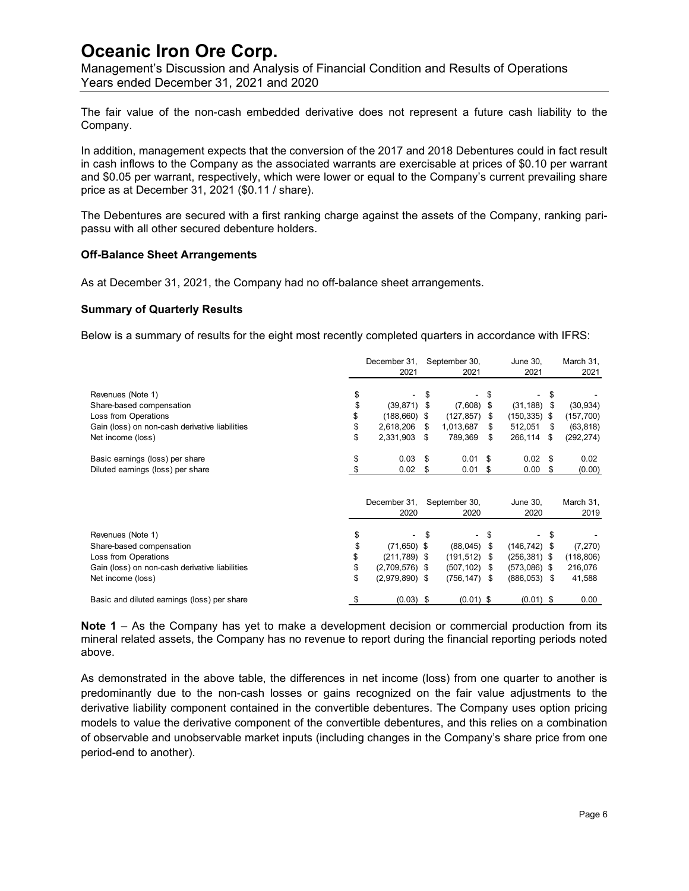The fair value of the non-cash embedded derivative does not represent a future cash liability to the Company.

In addition, management expects that the conversion of the 2017 and 2018 Debentures could in fact result in cash inflows to the Company as the associated warrants are exercisable at prices of $0.10 per warrant and $0.05 per warrant, respectively, which were lower or equal to the Company's current prevailing share price as at December 31, 2021 ($0.11 / share).

The Debentures are secured with a first ranking charge against the assets of the Company, ranking pari-passu with all other secured debenture holders.

**Off-Balance Sheet Arrangements**

As at December 31, 2021, the Company had no off-balance sheet arrangements.

**Summary of Quarterly Results**

Below is a summary of results for the eight most recently completed quarters in accordance with IFRS:

| | December 31, 2021 | September 30, 2021 | June 30, 2021 | March 31, 2021 |
|---|---|---|---|---|
| Revenues (Note 1) | $ - | $ - | $ - | $ - |
| Share-based compensation | $ (39,871) | $ (7,608) | $ (31,188) | $ (30,934) |
| Loss from Operations | $ (188,660) | $ (127,857) | $ (150,335) | $ (157,700) |
| Gain (loss) on non-cash derivative liabilities | $ 2,618,206 | $ 1,013,687 | $ 512,051 | $ (63,818) |
| Net income (loss) | $ 2,331,903 | $ 789,369 | $ 266,114 | $ (292,274) |
| Basic earnings (loss) per share | $ 0.03 | $ 0.01 | $ 0.02 | $ 0.02 |
| Diluted earnings (loss) per share | $ 0.02 | $ 0.01 | $ 0.00 | $ (0.00) |

| | December 31, 2020 | September 30, 2020 | June 30, 2020 | March 31, 2019 |
|---|---|---|---|---|
| Revenues (Note 1) | $ - | $ - | $ - | $ - |
| Share-based compensation | $ (71,650) | $ (88,045) | $ (146,742) | $ (7,270) |
| Loss from Operations | $ (211,789) | $ (191,512) | $ (256,381) | $ (118,806) |
| Gain (loss) on non-cash derivative liabilities | $ (2,709,576) | $ (507,102) | $ (573,086) | $ 216,076 |
| Net income (loss) | $ (2,979,890) | $ (756,147) | $ (886,053) | $ 41,588 |
| Basic and diluted earnings (loss) per share | $ (0.03) | $ (0.01) | $ (0.01) | $ 0.00 |

**Note 1** – As the Company has yet to make a development decision or commercial production from its mineral related assets, the Company has no revenue to report during the financial reporting periods noted above.

As demonstrated in the above table, the differences in net income (loss) from one quarter to another is predominantly due to the non-cash losses or gains recognized on the fair value adjustments to the derivative liability component contained in the convertible debentures. The Company uses option pricing models to value the derivative component of the convertible debentures, and this relies on a combination of observable and unobservable market inputs (including changes in the Company's share price from one period-end to another).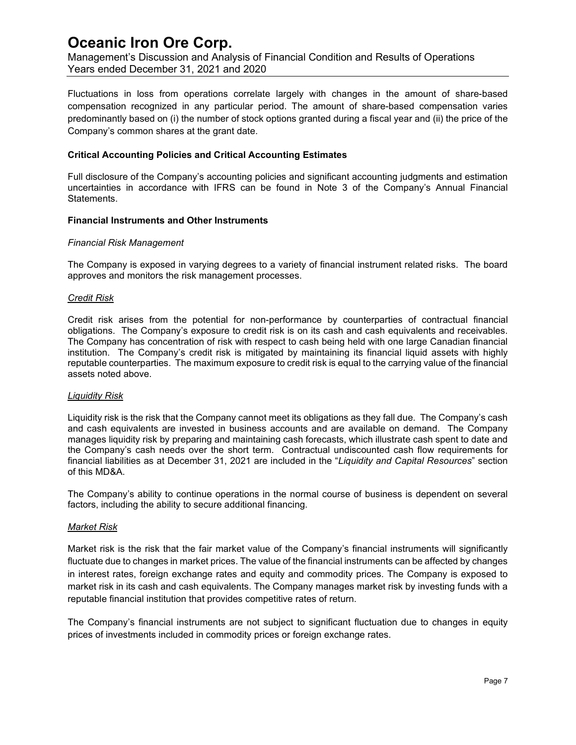Fluctuations in loss from operations correlate largely with changes in the amount of share-based compensation recognized in any particular period. The amount of share-based compensation varies predominantly based on (i) the number of stock options granted during a fiscal year and (ii) the price of the Company's common shares at the grant date.

**Critical Accounting Policies and Critical Accounting Estimates**

Full disclosure of the Company's accounting policies and significant accounting judgments and estimation uncertainties in accordance with IFRS can be found in Note 3 of the Company's Annual Financial Statements.

**Financial Instruments and Other Instruments**

*Financial Risk Management*

The Company is exposed in varying degrees to a variety of financial instrument related risks. The board approves and monitors the risk management processes.

*Credit Risk*

Credit risk arises from the potential for non-performance by counterparties of contractual financial obligations. The Company's exposure to credit risk is on its cash and cash equivalents and receivables. The Company has concentration of risk with respect to cash being held with one large Canadian financial institution. The Company's credit risk is mitigated by maintaining its financial liquid assets with highly reputable counterparties. The maximum exposure to credit risk is equal to the carrying value of the financial assets noted above.

*Liquidity Risk*

Liquidity risk is the risk that the Company cannot meet its obligations as they fall due. The Company's cash and cash equivalents are invested in business accounts and are available on demand. The Company manages liquidity risk by preparing and maintaining cash forecasts, which illustrate cash spent to date and the Company's cash needs over the short term. Contractual undiscounted cash flow requirements for financial liabilities as at December 31, 2021 are included in the "*Liquidity and Capital Resources*" section of this MD&A.

The Company's ability to continue operations in the normal course of business is dependent on several factors, including the ability to secure additional financing.

*Market Risk*

Market risk is the risk that the fair market value of the Company's financial instruments will significantly fluctuate due to changes in market prices. The value of the financial instruments can be affected by changes in interest rates, foreign exchange rates and equity and commodity prices. The Company is exposed to market risk in its cash and cash equivalents. The Company manages market risk by investing funds with a reputable financial institution that provides competitive rates of return.

The Company's financial instruments are not subject to significant fluctuation due to changes in equity prices of investments included in commodity prices or foreign exchange rates.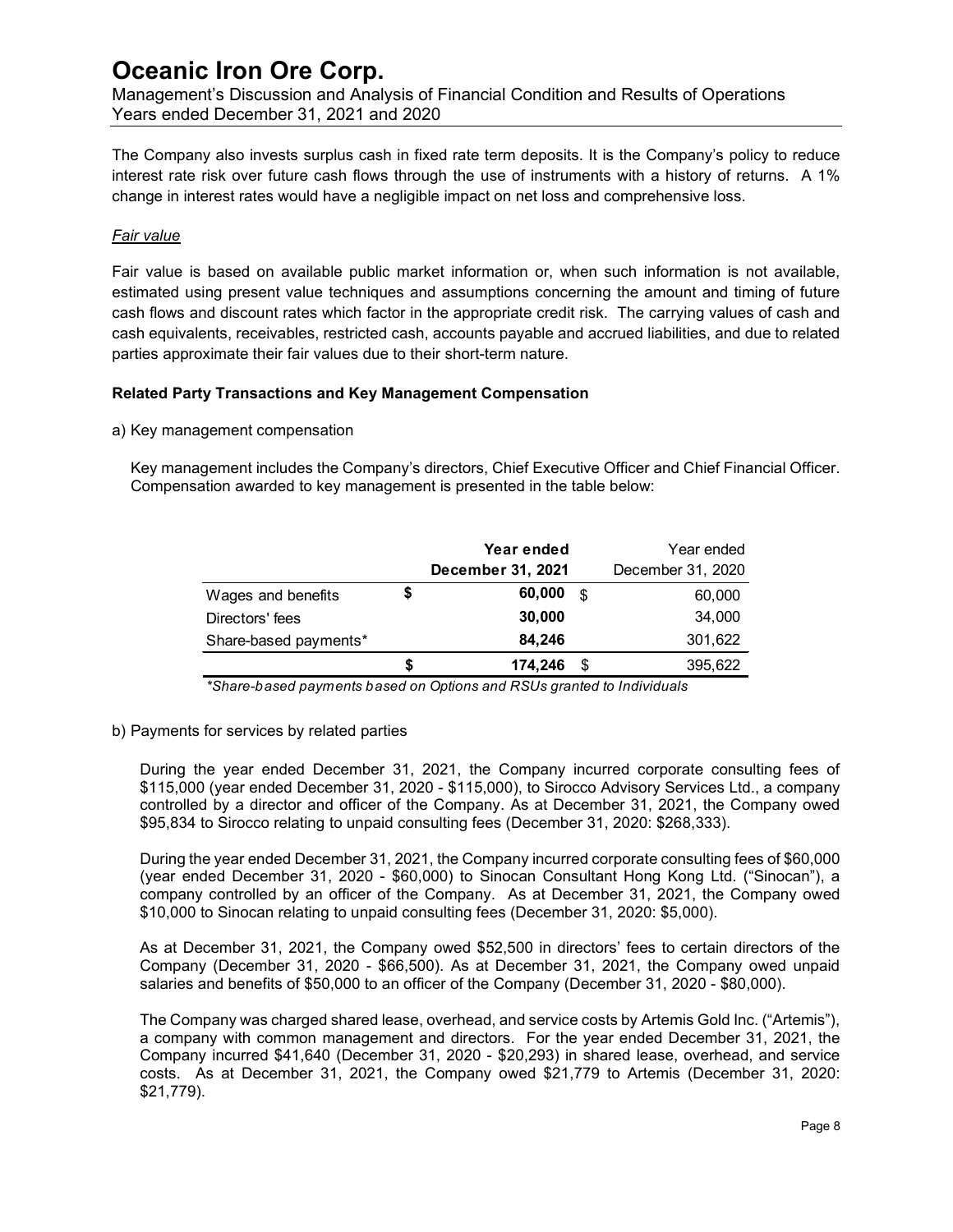The Company also invests surplus cash in fixed rate term deposits. It is the Company's policy to reduce interest rate risk over future cash flows through the use of instruments with a history of returns. A 1% change in interest rates would have a negligible impact on net loss and comprehensive loss.

*Fair value*

Fair value is based on available public market information or, when such information is not available, estimated using present value techniques and assumptions concerning the amount and timing of future cash flows and discount rates which factor in the appropriate credit risk. The carrying values of cash and cash equivalents, receivables, restricted cash, accounts payable and accrued liabilities, and due to related parties approximate their fair values due to their short-term nature.

**Related Party Transactions and Key Management Compensation**

a) Key management compensation

Key management includes the Company's directors, Chief Executive Officer and Chief Financial Officer. Compensation awarded to key management is presented in the table below:

| | **Year ended December 31, 2021** | Year ended December 31, 2020 |
|---|---|---|
| Wages and benefits | **$ 60,000** | $ 60,000 |
| Directors' fees | **30,000** | 34,000 |
| Share-based payments* | **84,246** | 301,622 |
| | **$ 174,246** | $ 395,622 |

*\*Share-based payments based on Options and RSUs granted to Individuals*

b) Payments for services by related parties

During the year ended December 31, 2021, the Company incurred corporate consulting fees of $115,000 (year ended December 31, 2020 - $115,000), to Sirocco Advisory Services Ltd., a company controlled by a director and officer of the Company. As at December 31, 2021, the Company owed $95,834 to Sirocco relating to unpaid consulting fees (December 31, 2020: $268,333).

During the year ended December 31, 2021, the Company incurred corporate consulting fees of $60,000 (year ended December 31, 2020 - $60,000) to Sinocan Consultant Hong Kong Ltd. ("Sinocan"), a company controlled by an officer of the Company. As at December 31, 2021, the Company owed $10,000 to Sinocan relating to unpaid consulting fees (December 31, 2020: $5,000).

As at December 31, 2021, the Company owed $52,500 in directors' fees to certain directors of the Company (December 31, 2020 - $66,500). As at December 31, 2021, the Company owed unpaid salaries and benefits of $50,000 to an officer of the Company (December 31, 2020 - $80,000).

The Company was charged shared lease, overhead, and service costs by Artemis Gold Inc. ("Artemis"), a company with common management and directors. For the year ended December 31, 2021, the Company incurred $41,640 (December 31, 2020 - $20,293) in shared lease, overhead, and service costs. As at December 31, 2021, the Company owed $21,779 to Artemis (December 31, 2020: $21,779).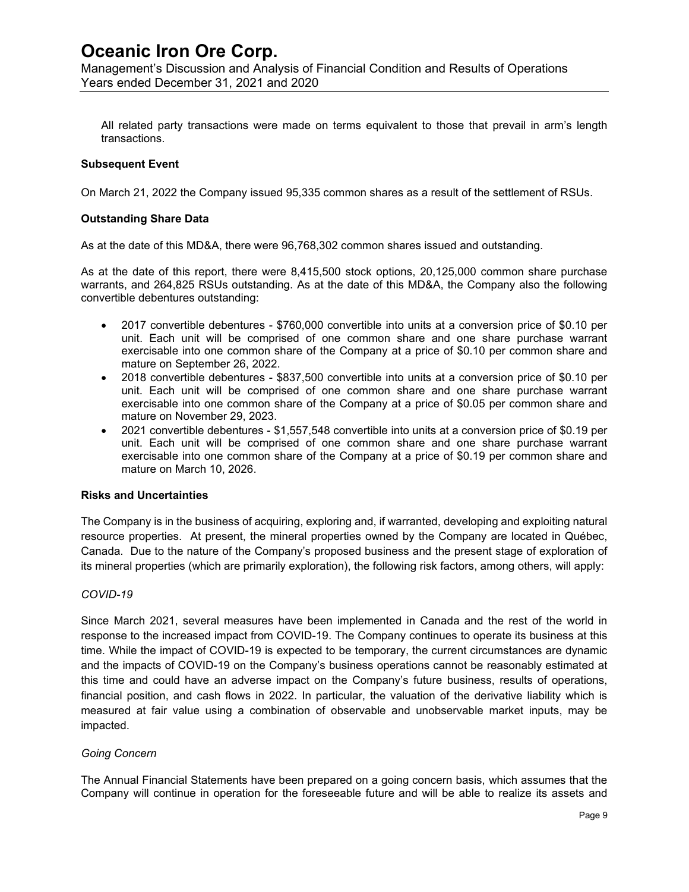All related party transactions were made on terms equivalent to those that prevail in arm's length transactions.

**Subsequent Event**

On March 21, 2022 the Company issued 95,335 common shares as a result of the settlement of RSUs.

**Outstanding Share Data**

As at the date of this MD&A, there were 96,768,302 common shares issued and outstanding.

As at the date of this report, there were 8,415,500 stock options, 20,125,000 common share purchase warrants, and 264,825 RSUs outstanding. As at the date of this MD&A, the Company also the following convertible debentures outstanding:

- 2017 convertible debentures - $760,000 convertible into units at a conversion price of $0.10 per unit. Each unit will be comprised of one common share and one share purchase warrant exercisable into one common share of the Company at a price of $0.10 per common share and mature on September 26, 2022.
- 2018 convertible debentures - $837,500 convertible into units at a conversion price of $0.10 per unit. Each unit will be comprised of one common share and one share purchase warrant exercisable into one common share of the Company at a price of $0.05 per common share and mature on November 29, 2023.
- 2021 convertible debentures - $1,557,548 convertible into units at a conversion price of $0.19 per unit. Each unit will be comprised of one common share and one share purchase warrant exercisable into one common share of the Company at a price of $0.19 per common share and mature on March 10, 2026.

**Risks and Uncertainties**

The Company is in the business of acquiring, exploring and, if warranted, developing and exploiting natural resource properties. At present, the mineral properties owned by the Company are located in Québec, Canada. Due to the nature of the Company's proposed business and the present stage of exploration of its mineral properties (which are primarily exploration), the following risk factors, among others, will apply:

*COVID-19*

Since March 2021, several measures have been implemented in Canada and the rest of the world in response to the increased impact from COVID-19. The Company continues to operate its business at this time. While the impact of COVID-19 is expected to be temporary, the current circumstances are dynamic and the impacts of COVID-19 on the Company's business operations cannot be reasonably estimated at this time and could have an adverse impact on the Company's future business, results of operations, financial position, and cash flows in 2022. In particular, the valuation of the derivative liability which is measured at fair value using a combination of observable and unobservable market inputs, may be impacted.

*Going Concern*

The Annual Financial Statements have been prepared on a going concern basis, which assumes that the Company will continue in operation for the foreseeable future and will be able to realize its assets and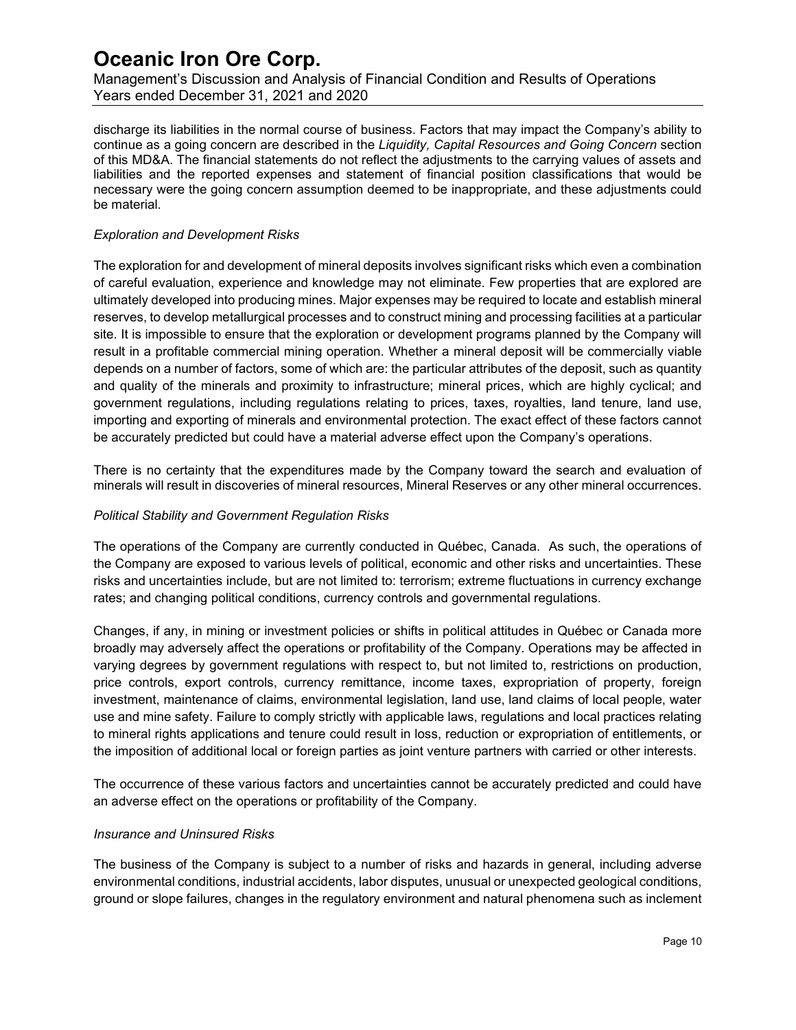discharge its liabilities in the normal course of business. Factors that may impact the Company's ability to continue as a going concern are described in the *Liquidity, Capital Resources and Going Concern* section of this MD&A. The financial statements do not reflect the adjustments to the carrying values of assets and liabilities and the reported expenses and statement of financial position classifications that would be necessary were the going concern assumption deemed to be inappropriate, and these adjustments could be material.

*Exploration and Development Risks*

The exploration for and development of mineral deposits involves significant risks which even a combination of careful evaluation, experience and knowledge may not eliminate. Few properties that are explored are ultimately developed into producing mines. Major expenses may be required to locate and establish mineral reserves, to develop metallurgical processes and to construct mining and processing facilities at a particular site. It is impossible to ensure that the exploration or development programs planned by the Company will result in a profitable commercial mining operation. Whether a mineral deposit will be commercially viable depends on a number of factors, some of which are: the particular attributes of the deposit, such as quantity and quality of the minerals and proximity to infrastructure; mineral prices, which are highly cyclical; and government regulations, including regulations relating to prices, taxes, royalties, land tenure, land use, importing and exporting of minerals and environmental protection. The exact effect of these factors cannot be accurately predicted but could have a material adverse effect upon the Company's operations.

There is no certainty that the expenditures made by the Company toward the search and evaluation of minerals will result in discoveries of mineral resources, Mineral Reserves or any other mineral occurrences.

*Political Stability and Government Regulation Risks*

The operations of the Company are currently conducted in Québec, Canada. As such, the operations of the Company are exposed to various levels of political, economic and other risks and uncertainties. These risks and uncertainties include, but are not limited to: terrorism; extreme fluctuations in currency exchange rates; and changing political conditions, currency controls and governmental regulations.

Changes, if any, in mining or investment policies or shifts in political attitudes in Québec or Canada more broadly may adversely affect the operations or profitability of the Company. Operations may be affected in varying degrees by government regulations with respect to, but not limited to, restrictions on production, price controls, export controls, currency remittance, income taxes, expropriation of property, foreign investment, maintenance of claims, environmental legislation, land use, land claims of local people, water use and mine safety. Failure to comply strictly with applicable laws, regulations and local practices relating to mineral rights applications and tenure could result in loss, reduction or expropriation of entitlements, or the imposition of additional local or foreign parties as joint venture partners with carried or other interests.

The occurrence of these various factors and uncertainties cannot be accurately predicted and could have an adverse effect on the operations or profitability of the Company.

*Insurance and Uninsured Risks*

The business of the Company is subject to a number of risks and hazards in general, including adverse environmental conditions, industrial accidents, labor disputes, unusual or unexpected geological conditions, ground or slope failures, changes in the regulatory environment and natural phenomena such as inclement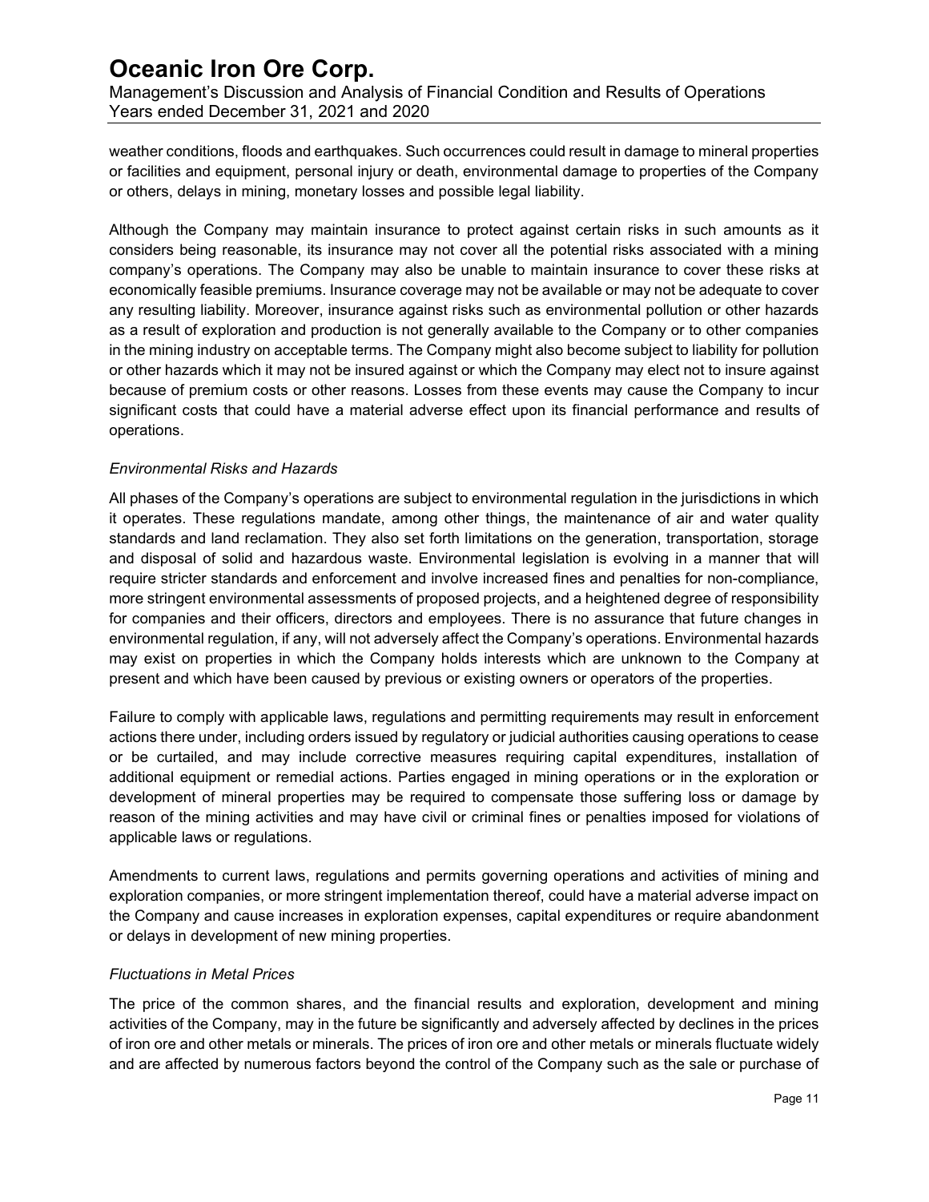weather conditions, floods and earthquakes. Such occurrences could result in damage to mineral properties or facilities and equipment, personal injury or death, environmental damage to properties of the Company or others, delays in mining, monetary losses and possible legal liability.

Although the Company may maintain insurance to protect against certain risks in such amounts as it considers being reasonable, its insurance may not cover all the potential risks associated with a mining company's operations. The Company may also be unable to maintain insurance to cover these risks at economically feasible premiums. Insurance coverage may not be available or may not be adequate to cover any resulting liability. Moreover, insurance against risks such as environmental pollution or other hazards as a result of exploration and production is not generally available to the Company or to other companies in the mining industry on acceptable terms. The Company might also become subject to liability for pollution or other hazards which it may not be insured against or which the Company may elect not to insure against because of premium costs or other reasons. Losses from these events may cause the Company to incur significant costs that could have a material adverse effect upon its financial performance and results of operations.

*Environmental Risks and Hazards*

All phases of the Company's operations are subject to environmental regulation in the jurisdictions in which it operates. These regulations mandate, among other things, the maintenance of air and water quality standards and land reclamation. They also set forth limitations on the generation, transportation, storage and disposal of solid and hazardous waste. Environmental legislation is evolving in a manner that will require stricter standards and enforcement and involve increased fines and penalties for non-compliance, more stringent environmental assessments of proposed projects, and a heightened degree of responsibility for companies and their officers, directors and employees. There is no assurance that future changes in environmental regulation, if any, will not adversely affect the Company's operations. Environmental hazards may exist on properties in which the Company holds interests which are unknown to the Company at present and which have been caused by previous or existing owners or operators of the properties.

Failure to comply with applicable laws, regulations and permitting requirements may result in enforcement actions there under, including orders issued by regulatory or judicial authorities causing operations to cease or be curtailed, and may include corrective measures requiring capital expenditures, installation of additional equipment or remedial actions. Parties engaged in mining operations or in the exploration or development of mineral properties may be required to compensate those suffering loss or damage by reason of the mining activities and may have civil or criminal fines or penalties imposed for violations of applicable laws or regulations.

Amendments to current laws, regulations and permits governing operations and activities of mining and exploration companies, or more stringent implementation thereof, could have a material adverse impact on the Company and cause increases in exploration expenses, capital expenditures or require abandonment or delays in development of new mining properties.

*Fluctuations in Metal Prices*

The price of the common shares, and the financial results and exploration, development and mining activities of the Company, may in the future be significantly and adversely affected by declines in the prices of iron ore and other metals or minerals. The prices of iron ore and other metals or minerals fluctuate widely and are affected by numerous factors beyond the control of the Company such as the sale or purchase of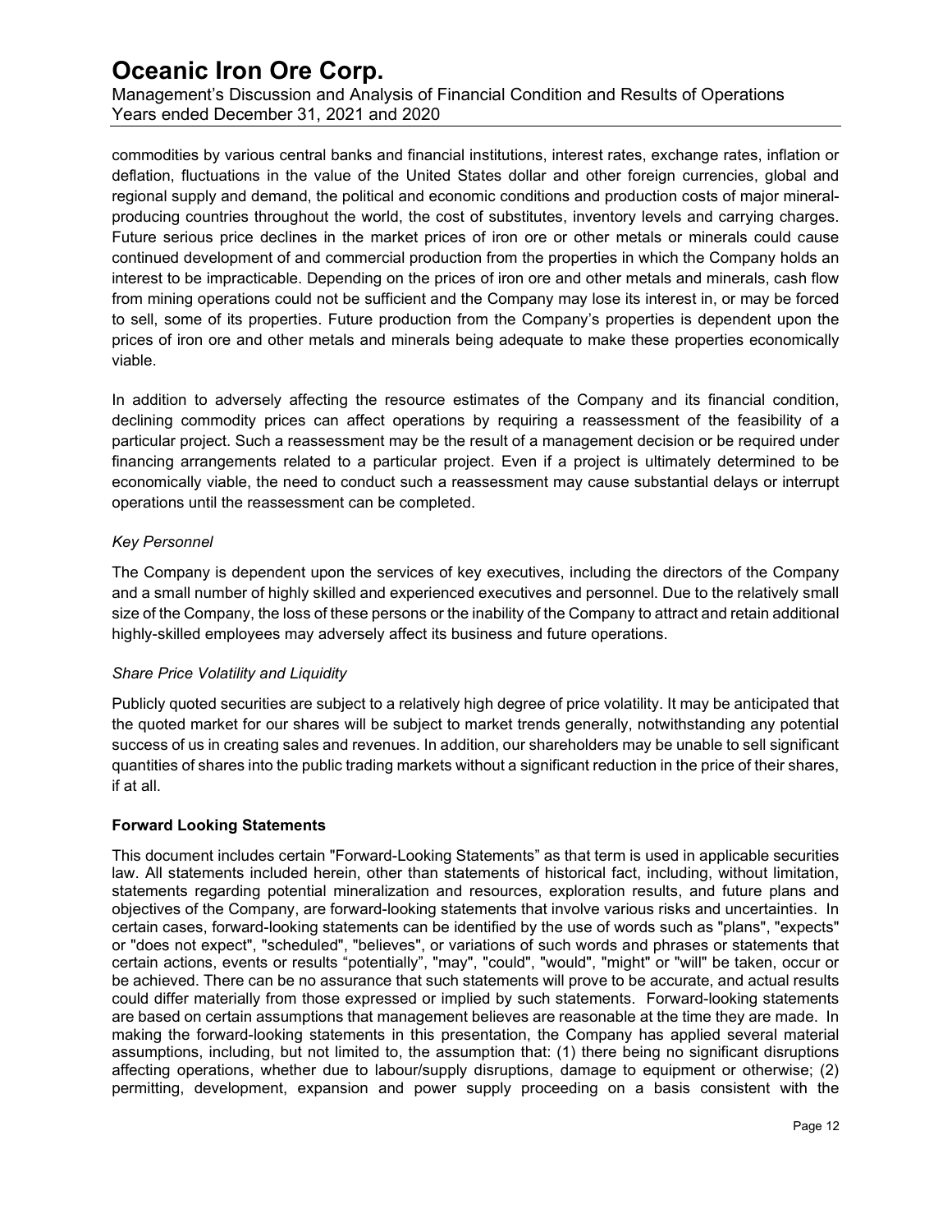commodities by various central banks and financial institutions, interest rates, exchange rates, inflation or deflation, fluctuations in the value of the United States dollar and other foreign currencies, global and regional supply and demand, the political and economic conditions and production costs of major mineral-producing countries throughout the world, the cost of substitutes, inventory levels and carrying charges. Future serious price declines in the market prices of iron ore or other metals or minerals could cause continued development of and commercial production from the properties in which the Company holds an interest to be impracticable. Depending on the prices of iron ore and other metals and minerals, cash flow from mining operations could not be sufficient and the Company may lose its interest in, or may be forced to sell, some of its properties. Future production from the Company's properties is dependent upon the prices of iron ore and other metals and minerals being adequate to make these properties economically viable.

In addition to adversely affecting the resource estimates of the Company and its financial condition, declining commodity prices can affect operations by requiring a reassessment of the feasibility of a particular project. Such a reassessment may be the result of a management decision or be required under financing arrangements related to a particular project. Even if a project is ultimately determined to be economically viable, the need to conduct such a reassessment may cause substantial delays or interrupt operations until the reassessment can be completed.

*Key Personnel*

The Company is dependent upon the services of key executives, including the directors of the Company and a small number of highly skilled and experienced executives and personnel. Due to the relatively small size of the Company, the loss of these persons or the inability of the Company to attract and retain additional highly-skilled employees may adversely affect its business and future operations.

*Share Price Volatility and Liquidity*

Publicly quoted securities are subject to a relatively high degree of price volatility. It may be anticipated that the quoted market for our shares will be subject to market trends generally, notwithstanding any potential success of us in creating sales and revenues. In addition, our shareholders may be unable to sell significant quantities of shares into the public trading markets without a significant reduction in the price of their shares, if at all.

**Forward Looking Statements**

This document includes certain "Forward-Looking Statements" as that term is used in applicable securities law. All statements included herein, other than statements of historical fact, including, without limitation, statements regarding potential mineralization and resources, exploration results, and future plans and objectives of the Company, are forward-looking statements that involve various risks and uncertainties. In certain cases, forward-looking statements can be identified by the use of words such as "plans", "expects" or "does not expect", "scheduled", "believes", or variations of such words and phrases or statements that certain actions, events or results "potentially", "may", "could", "would", "might" or "will" be taken, occur or be achieved. There can be no assurance that such statements will prove to be accurate, and actual results could differ materially from those expressed or implied by such statements. Forward-looking statements are based on certain assumptions that management believes are reasonable at the time they are made. In making the forward-looking statements in this presentation, the Company has applied several material assumptions, including, but not limited to, the assumption that: (1) there being no significant disruptions affecting operations, whether due to labour/supply disruptions, damage to equipment or otherwise; (2) permitting, development, expansion and power supply proceeding on a basis consistent with the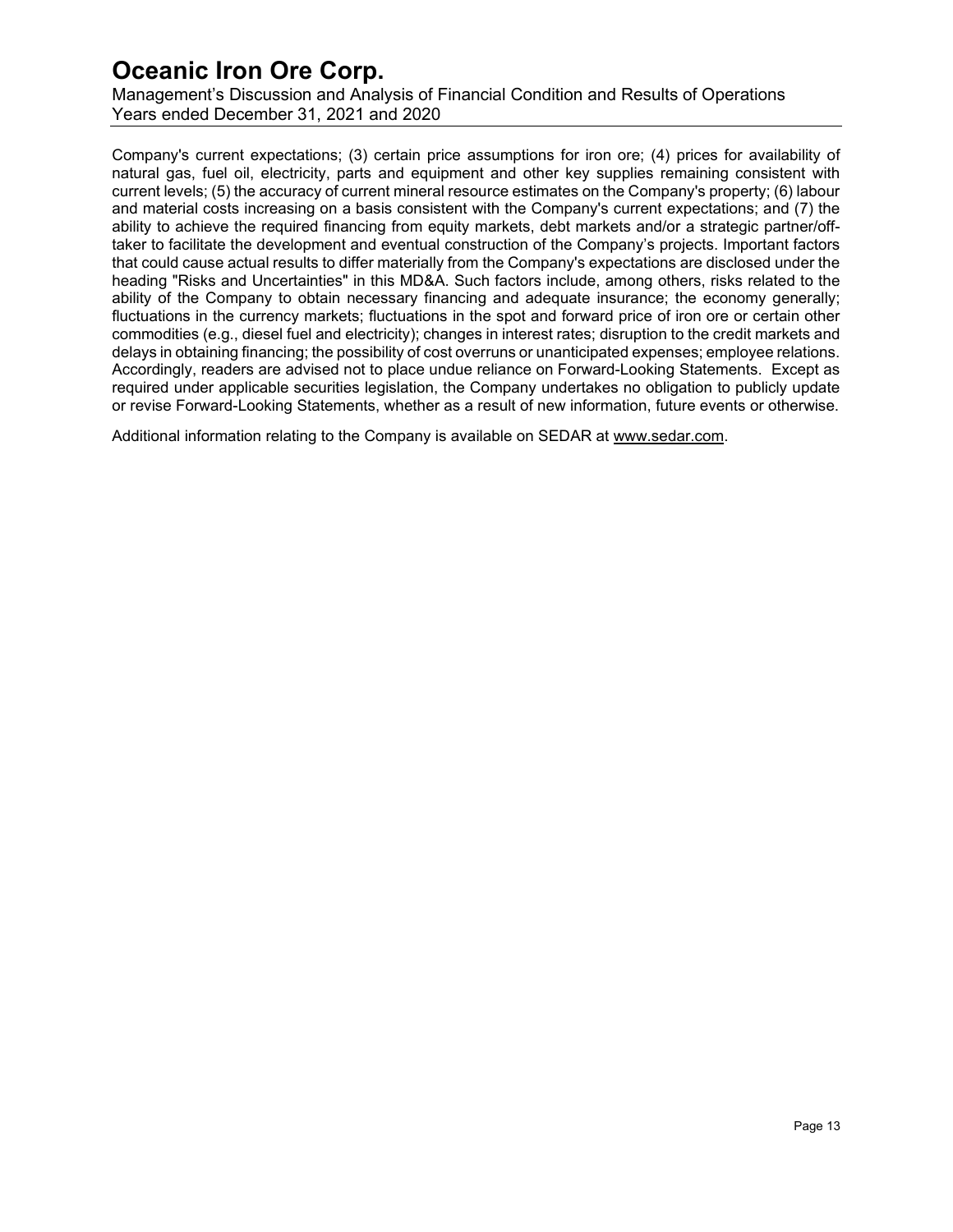Company's current expectations; (3) certain price assumptions for iron ore; (4) prices for availability of natural gas, fuel oil, electricity, parts and equipment and other key supplies remaining consistent with current levels; (5) the accuracy of current mineral resource estimates on the Company's property; (6) labour and material costs increasing on a basis consistent with the Company's current expectations; and (7) the ability to achieve the required financing from equity markets, debt markets and/or a strategic partner/off-taker to facilitate the development and eventual construction of the Company's projects. Important factors that could cause actual results to differ materially from the Company's expectations are disclosed under the heading "Risks and Uncertainties" in this MD&A. Such factors include, among others, risks related to the ability of the Company to obtain necessary financing and adequate insurance; the economy generally; fluctuations in the currency markets; fluctuations in the spot and forward price of iron ore or certain other commodities (e.g., diesel fuel and electricity); changes in interest rates; disruption to the credit markets and delays in obtaining financing; the possibility of cost overruns or unanticipated expenses; employee relations. Accordingly, readers are advised not to place undue reliance on Forward-Looking Statements. Except as required under applicable securities legislation, the Company undertakes no obligation to publicly update or revise Forward-Looking Statements, whether as a result of new information, future events or otherwise.

Additional information relating to the Company is available on SEDAR at www.sedar.com.